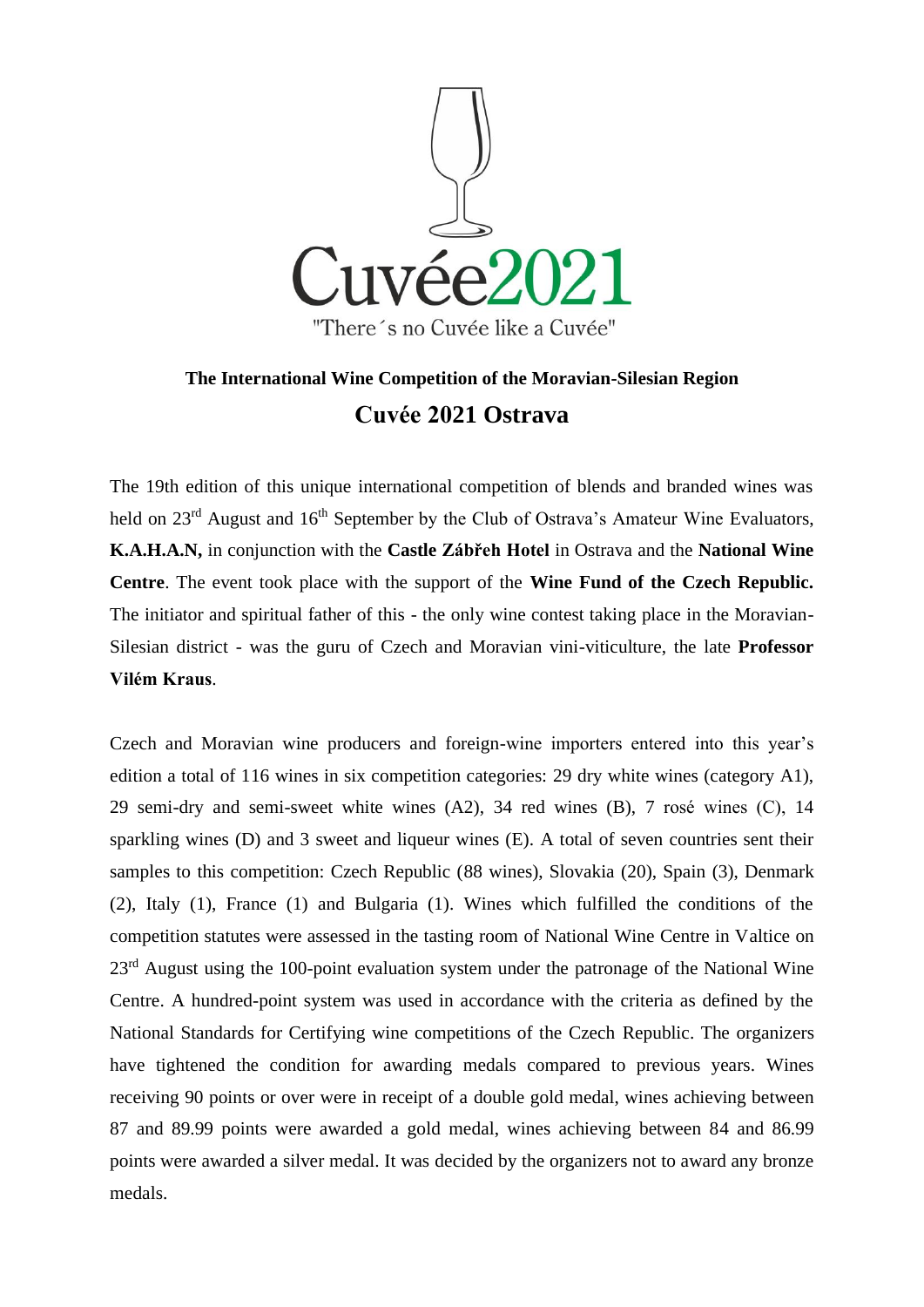Cuvée2021

"There´s no Cuvée like a Cuvée"

**The International Wine Competition of the Moravian-Silesian Region**

# Cuvée 2021 Ostrava

The 19th edition of this unique international competition of blends and branded wines was held on 23rd August and 16th September by the Club of Ostrava's Amateur Wine Evaluators, **K.A.H.A.N,** in conjunction with the **Castle Zábřeh Hotel** in Ostrava and the **National Wine Centre**. The event took place with the support of the **Wine Fund of the Czech Republic.** The initiator and spiritual father of this - the only wine contest taking place in the Moravian-Silesian district - was the guru of Czech and Moravian vini-viticulture, the late **Professor Vilém Kraus**.

Czech and Moravian wine producers and foreign-wine importers entered into this year's edition a total of 116 wines in six competition categories: 29 dry white wines (category A1), 29 semi-dry and semi-sweet white wines (A2), 34 red wines (B), 7 rosé wines (C), 14 sparkling wines (D) and 3 sweet and liqueur wines (E). A total of seven countries sent their samples to this competition: Czech Republic (88 wines), Slovakia (20), Spain (3), Denmark (2), Italy (1), France (1) and Bulgaria (1). Wines which fulfilled the conditions of the competition statutes were assessed in the tasting room of National Wine Centre in Valtice on 23rd August using the 100-point evaluation system under the patronage of the National Wine Centre. A hundred-point system was used in accordance with the criteria as defined by the National Standards for Certifying wine competitions of the Czech Republic. The organizers have tightened the condition for awarding medals compared to previous years. Wines receiving 90 points or over were in receipt of a double gold medal, wines achieving between 87 and 89.99 points were awarded a gold medal, wines achieving between 84 and 86.99 points were awarded a silver medal. It was decided by the organizers not to award any bronze medals.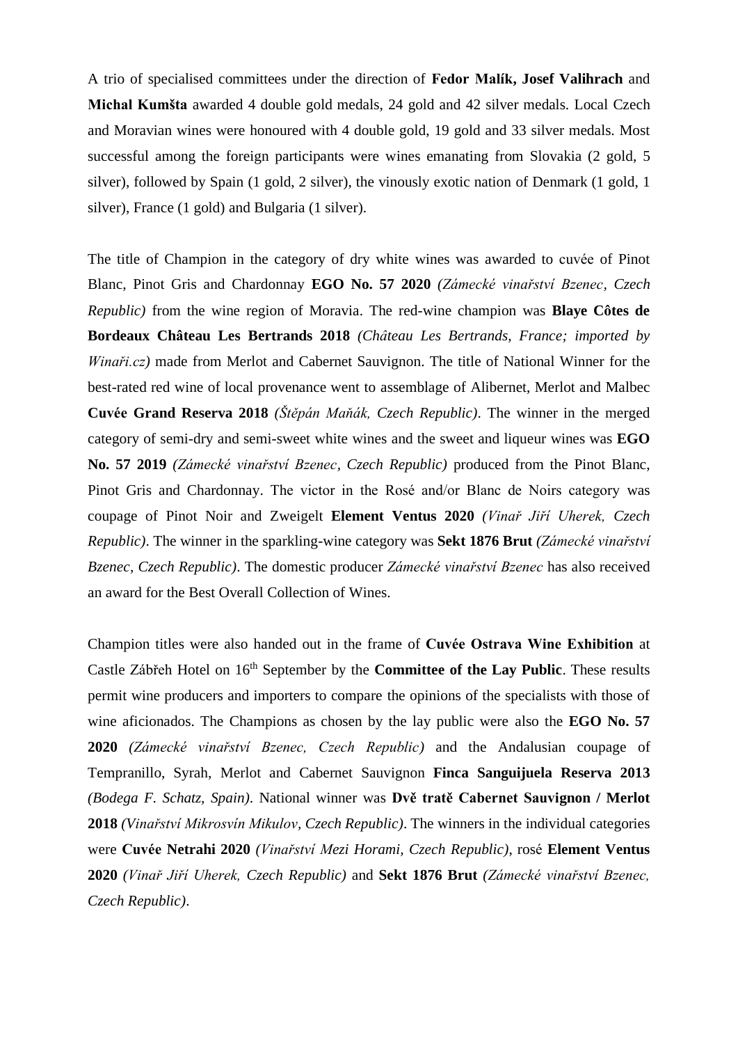A trio of specialised committees under the direction of **Fedor Malík, Josef Valihrach** and **Michal Kumšta** awarded 4 double gold medals, 24 gold and 42 silver medals. Local Czech and Moravian wines were honoured with 4 double gold, 19 gold and 33 silver medals. Most successful among the foreign participants were wines emanating from Slovakia (2 gold, 5 silver), followed by Spain (1 gold, 2 silver), the vinously exotic nation of Denmark (1 gold, 1 silver), France (1 gold) and Bulgaria (1 silver).

The title of Champion in the category of dry white wines was awarded to cuvée of Pinot Blanc, Pinot Gris and Chardonnay **EGO No. 57 2020** *(Zámecké vinařství Bzenec, Czech Republic)* from the wine region of Moravia. The red-wine champion was **Blaye Côtes de Bordeaux Château Les Bertrands 2018** *(Château Les Bertrands, France; imported by Winaři.cz)* made from Merlot and Cabernet Sauvignon. The title of National Winner for the best-rated red wine of local provenance went to assemblage of Alibernet, Merlot and Malbec **Cuvée Grand Reserva 2018** *(Štěpán Maňák, Czech Republic)*. The winner in the merged category of semi-dry and semi-sweet white wines and the sweet and liqueur wines was **EGO No. 57 2019** *(Zámecké vinařství Bzenec, Czech Republic)* produced from the Pinot Blanc, Pinot Gris and Chardonnay. The victor in the Rosé and/or Blanc de Noirs category was coupage of Pinot Noir and Zweigelt **Element Ventus 2020** *(Vinař Jiří Uherek, Czech Republic)*. The winner in the sparkling-wine category was **Sekt 1876 Brut** *(Zámecké vinařství Bzenec, Czech Republic)*. The domestic producer *Zámecké vinařství Bzenec* has also received an award for the Best Overall Collection of Wines.

Champion titles were also handed out in the frame of **Cuvée Ostrava Wine Exhibition** at Castle Zábřeh Hotel on 16th September by the **Committee of the Lay Public**. These results permit wine producers and importers to compare the opinions of the specialists with those of wine aficionados. The Champions as chosen by the lay public were also the **EGO No. 57 2020** *(Zámecké vinařství Bzenec, Czech Republic)* and the Andalusian coupage of Tempranillo, Syrah, Merlot and Cabernet Sauvignon **Finca Sanguijuela Reserva 2013** *(Bodega F. Schatz, Spain)*. National winner was **Dvě tratě Cabernet Sauvignon / Merlot 2018** *(Vinařství Mikrosvín Mikulov, Czech Republic)*. The winners in the individual categories were **Cuvée Netrahi 2020** *(Vinařství Mezi Horami, Czech Republic)*, rosé **Element Ventus 2020** *(Vinař Jiří Uherek, Czech Republic)* and **Sekt 1876 Brut** *(Zámecké vinařství Bzenec, Czech Republic)*.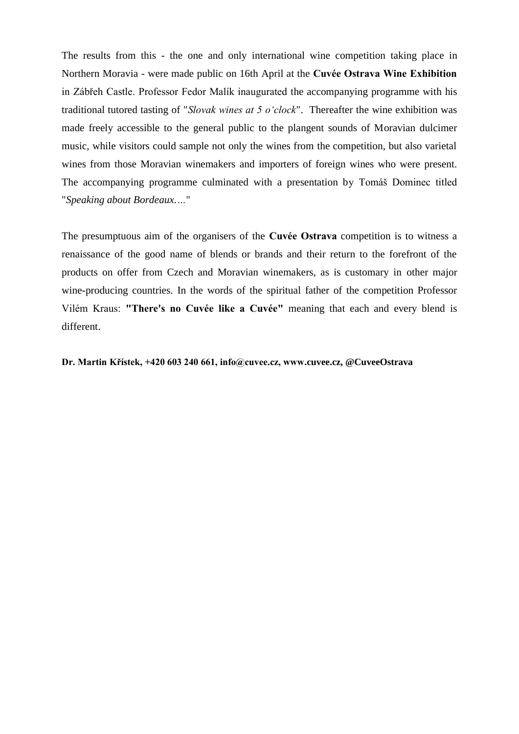The results from this - the one and only international wine competition taking place in Northern Moravia - were made public on 16th April at the **Cuvée Ostrava Wine Exhibition** in Zábřeh Castle. Professor Fedor Malík inaugurated the accompanying programme with his traditional tutored tasting of "*Slovak wines at 5 o'clock*". Thereafter the wine exhibition was made freely accessible to the general public to the plangent sounds of Moravian dulcimer music, while visitors could sample not only the wines from the competition, but also varietal wines from those Moravian winemakers and importers of foreign wines who were present. The accompanying programme culminated with a presentation by Tomáš Dominec titled "*Speaking about Bordeaux….*"

The presumptuous aim of the organisers of the **Cuvée Ostrava** competition is to witness a renaissance of the good name of blends or brands and their return to the forefront of the products on offer from Czech and Moravian winemakers, as is customary in other major wine-producing countries. In the words of the spiritual father of the competition Professor Vilém Kraus: **"There's no Cuvée like a Cuvée"** meaning that each and every blend is different.

**Dr. Martin Křístek, +420 603 240 661, info@cuvee.cz, www.cuvee.cz, @CuveeOstrava**